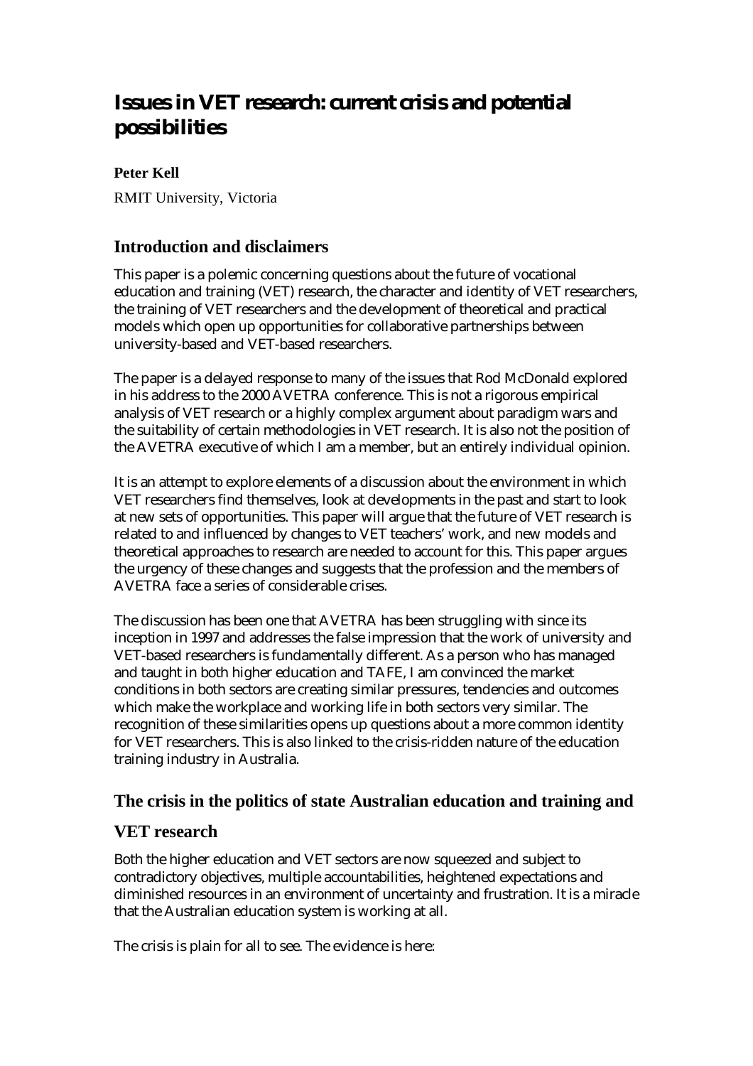# Issues in VET research: current crisis and potential possibilities

**Peter Kell**

RMIT University, Victoria

## Introduction and disclaimers

This paper is a polemic concerning questions about the future of vocational education and training (VET) research, the character and identity of VET researchers, the training of VET researchers and the development of theoretical and practical models which open up opportunities for collaborative partnerships between university-based and VET-based researchers.

The paper is a delayed response to many of the issues that Rod McDonald explored in his address to the 2000 AVETRA conference. This is not a rigorous empirical analysis of VET research or a highly complex argument about paradigm wars and the suitability of certain methodologies in VET research. It is also not the position of the AVETRA executive of which I am a member, but an entirely individual opinion.

It is an attempt to explore elements of a discussion about the environment in which VET researchers find themselves, look at developments in the past and start to look at new sets of opportunities. This paper will argue that the future of VET research is related to and influenced by changes to VET teachers' work, and new models and theoretical approaches to research are needed to account for this. This paper argues the urgency of these changes and suggests that the profession and the members of AVETRA face a series of considerable crises.

The discussion has been one that AVETRA has been struggling with since its inception in 1997 and addresses the false impression that the work of university and VET-based researchers is fundamentally different. As a person who has managed and taught in both higher education and TAFE, I am convinced the market conditions in both sectors are creating similar pressures, tendencies and outcomes which make the workplace and working life in both sectors very similar. The recognition of these similarities opens up questions about a more common identity for VET researchers. This is also linked to the crisis-ridden nature of the education training industry in Australia.

## The crisis in the politics of state Australian education and training and VET research

Both the higher education and VET sectors are now squeezed and subject to contradictory objectives, multiple accountabilities, heightened expectations and diminished resources in an environment of uncertainty and frustration. It is a miracle that the Australian education system is working at all.

The crisis is plain for all to see. The evidence is here: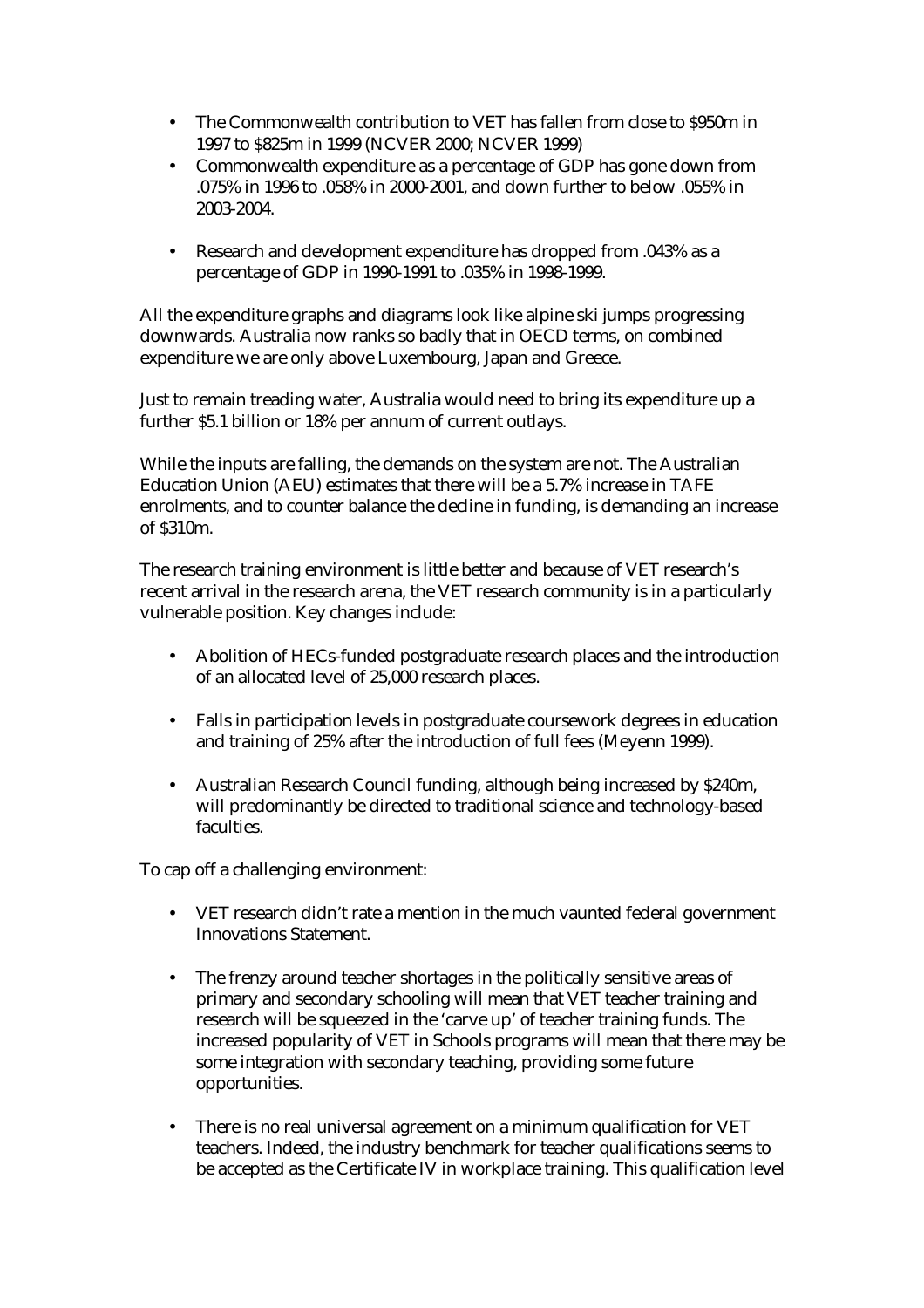- The Commonwealth contribution to VET has fallen from close to $950m in 1997 to $825m in 1999 (NCVER 2000; NCVER 1999)
- Commonwealth expenditure as a percentage of GDP has gone down from .075% in 1996 to .058% in 2000-2001, and down further to below .055% in 2003-2004.
- Research and development expenditure has dropped from .043% as a percentage of GDP in 1990-1991 to .035% in 1998-1999.

All the expenditure graphs and diagrams look like alpine ski jumps progressing downwards. Australia now ranks so badly that in OECD terms, on combined expenditure we are only above Luxembourg, Japan and Greece.

Just to remain treading water, Australia would need to bring its expenditure up a further $5.1 billion or 18% per annum of current outlays.

While the inputs are falling, the demands on the system are not. The Australian Education Union (AEU) estimates that there will be a 5.7% increase in TAFE enrolments, and to counter balance the decline in funding, is demanding an increase of $310m.

The research training environment is little better and because of VET research's recent arrival in the research arena, the VET research community is in a particularly vulnerable position. Key changes include:

- Abolition of HECs-funded postgraduate research places and the introduction of an allocated level of 25,000 research places.
- Falls in participation levels in postgraduate coursework degrees in education and training of 25% after the introduction of full fees (Meyenn 1999).
- Australian Research Council funding, although being increased by $240m, will predominantly be directed to traditional science and technology-based faculties.

To cap off a challenging environment:

- VET research didn't rate a mention in the much vaunted federal government Innovations Statement.
- The frenzy around teacher shortages in the politically sensitive areas of primary and secondary schooling will mean that VET teacher training and research will be squeezed in the 'carve up' of teacher training funds. The increased popularity of VET in Schools programs will mean that there may be some integration with secondary teaching, providing some future opportunities.
- There is no real universal agreement on a minimum qualification for VET teachers. Indeed, the industry benchmark for teacher qualifications seems to be accepted as the Certificate IV in workplace training. This qualification level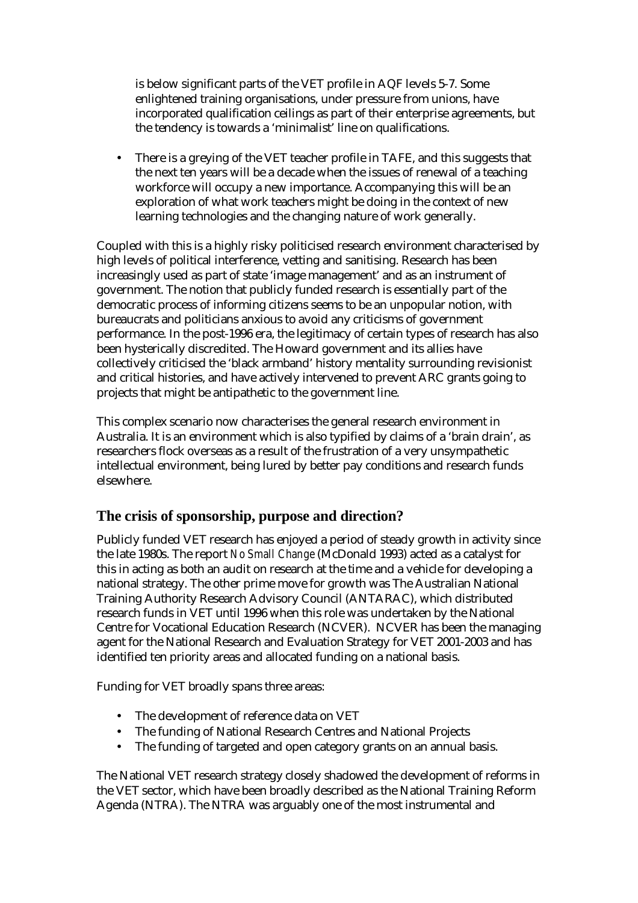is below significant parts of the VET profile in AQF levels 5-7. Some enlightened training organisations, under pressure from unions, have incorporated qualification ceilings as part of their enterprise agreements, but the tendency is towards a 'minimalist' line on qualifications.

- There is a greying of the VET teacher profile in TAFE, and this suggests that the next ten years will be a decade when the issues of renewal of a teaching workforce will occupy a new importance. Accompanying this will be an exploration of what work teachers might be doing in the context of new learning technologies and the changing nature of work generally.

Coupled with this is a highly risky politicised research environment characterised by high levels of political interference, vetting and sanitising. Research has been increasingly used as part of state 'image management' and as an instrument of government. The notion that publicly funded research is essentially part of the democratic process of informing citizens seems to be an unpopular notion, with bureaucrats and politicians anxious to avoid any criticisms of government performance. In the post-1996 era, the legitimacy of certain types of research has also been hysterically discredited. The Howard government and its allies have collectively criticised the 'black armband' history mentality surrounding revisionist and critical histories, and have actively intervened to prevent ARC grants going to projects that might be antipathetic to the government line.

This complex scenario now characterises the general research environment in Australia. It is an environment which is also typified by claims of a 'brain drain', as researchers flock overseas as a result of the frustration of a very unsympathetic intellectual environment, being lured by better pay conditions and research funds elsewhere.

## The crisis of sponsorship, purpose and direction?

Publicly funded VET research has enjoyed a period of steady growth in activity since the late 1980s. The report *No Small Change* (McDonald 1993) acted as a catalyst for this in acting as both an audit on research at the time and a vehicle for developing a national strategy. The other prime move for growth was The Australian National Training Authority Research Advisory Council (ANTARAC), which distributed research funds in VET until 1996 when this role was undertaken by the National Centre for Vocational Education Research (NCVER). NCVER has been the managing agent for the National Research and Evaluation Strategy for VET 2001-2003 and has identified ten priority areas and allocated funding on a national basis.

Funding for VET broadly spans three areas:

- The development of reference data on VET
- The funding of National Research Centres and National Projects
- The funding of targeted and open category grants on an annual basis.

The National VET research strategy closely shadowed the development of reforms in the VET sector, which have been broadly described as the National Training Reform Agenda (NTRA). The NTRA was arguably one of the most instrumental and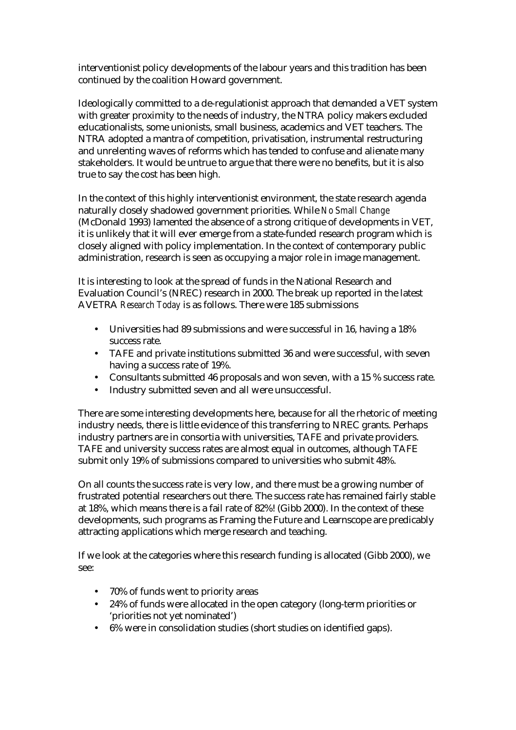interventionist policy developments of the labour years and this tradition has been continued by the coalition Howard government.

Ideologically committed to a de-regulationist approach that demanded a VET system with greater proximity to the needs of industry, the NTRA policy makers excluded educationalists, some unionists, small business, academics and VET teachers. The NTRA adopted a mantra of competition, privatisation, instrumental restructuring and unrelenting waves of reforms which has tended to confuse and alienate many stakeholders. It would be untrue to argue that there were no benefits, but it is also true to say the cost has been high.

In the context of this highly interventionist environment, the state research agenda naturally closely shadowed government priorities. While *No Small Change* (McDonald 1993) lamented the absence of a strong critique of developments in VET, it is unlikely that it will ever emerge from a state-funded research program which is closely aligned with policy implementation. In the context of contemporary public administration, research is seen as occupying a major role in image management.

It is interesting to look at the spread of funds in the National Research and Evaluation Council's (NREC) research in 2000. The break up reported in the latest AVETRA *Research Today* is as follows. There were 185 submissions

- Universities had 89 submissions and were successful in 16, having a 18% success rate.
- TAFE and private institutions submitted 36 and were successful, with seven having a success rate of 19%.
- Consultants submitted 46 proposals and won seven, with a 15 % success rate.
- Industry submitted seven and all were unsuccessful.

There are some interesting developments here, because for all the rhetoric of meeting industry needs, there is little evidence of this transferring to NREC grants. Perhaps industry partners are in consortia with universities, TAFE and private providers. TAFE and university success rates are almost equal in outcomes, although TAFE submit only 19% of submissions compared to universities who submit 48%.

On all counts the success rate is very low, and there must be a growing number of frustrated potential researchers out there. The success rate has remained fairly stable at 18%, which means there is a fail rate of 82%! (Gibb 2000). In the context of these developments, such programs as Framing the Future and Learnscope are predicably attracting applications which merge research and teaching.

If we look at the categories where this research funding is allocated (Gibb 2000), we see:

- 70% of funds went to priority areas
- 24% of funds were allocated in the open category (long-term priorities or 'priorities not yet nominated')
- 6% were in consolidation studies (short studies on identified gaps).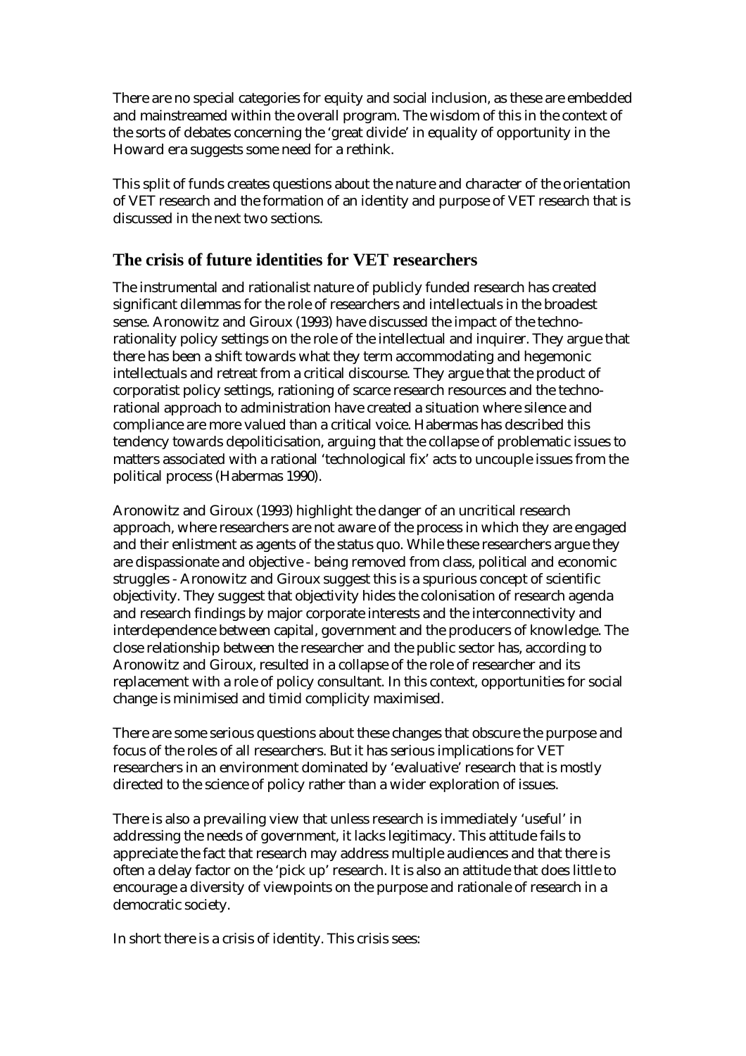There are no special categories for equity and social inclusion, as these are embedded and mainstreamed within the overall program. The wisdom of this in the context of the sorts of debates concerning the 'great divide' in equality of opportunity in the Howard era suggests some need for a rethink.

This split of funds creates questions about the nature and character of the orientation of VET research and the formation of an identity and purpose of VET research that is discussed in the next two sections.

## The crisis of future identities for VET researchers

The instrumental and rationalist nature of publicly funded research has created significant dilemmas for the role of researchers and intellectuals in the broadest sense. Aronowitz and Giroux (1993) have discussed the impact of the techno-rationality policy settings on the role of the intellectual and inquirer. They argue that there has been a shift towards what they term accommodating and hegemonic intellectuals and retreat from a critical discourse. They argue that the product of corporatist policy settings, rationing of scarce research resources and the techno-rational approach to administration have created a situation where silence and compliance are more valued than a critical voice. Habermas has described this tendency towards depoliticisation, arguing that the collapse of problematic issues to matters associated with a rational 'technological fix' acts to uncouple issues from the political process (Habermas 1990).

Aronowitz and Giroux (1993) highlight the danger of an uncritical research approach, where researchers are not aware of the process in which they are engaged and their enlistment as agents of the status quo. While these researchers argue they are dispassionate and objective - being removed from class, political and economic struggles - Aronowitz and Giroux suggest this is a spurious concept of scientific objectivity. They suggest that objectivity hides the colonisation of research agenda and research findings by major corporate interests and the interconnectivity and interdependence between capital, government and the producers of knowledge. The close relationship between the researcher and the public sector has, according to Aronowitz and Giroux, resulted in a collapse of the role of researcher and its replacement with a role of policy consultant. In this context, opportunities for social change is minimised and timid complicity maximised.

There are some serious questions about these changes that obscure the purpose and focus of the roles of all researchers. But it has serious implications for VET researchers in an environment dominated by 'evaluative' research that is mostly directed to the science of policy rather than a wider exploration of issues.

There is also a prevailing view that unless research is immediately 'useful' in addressing the needs of government, it lacks legitimacy. This attitude fails to appreciate the fact that research may address multiple audiences and that there is often a delay factor on the 'pick up' research. It is also an attitude that does little to encourage a diversity of viewpoints on the purpose and rationale of research in a democratic society.

In short there is a crisis of identity. This crisis sees: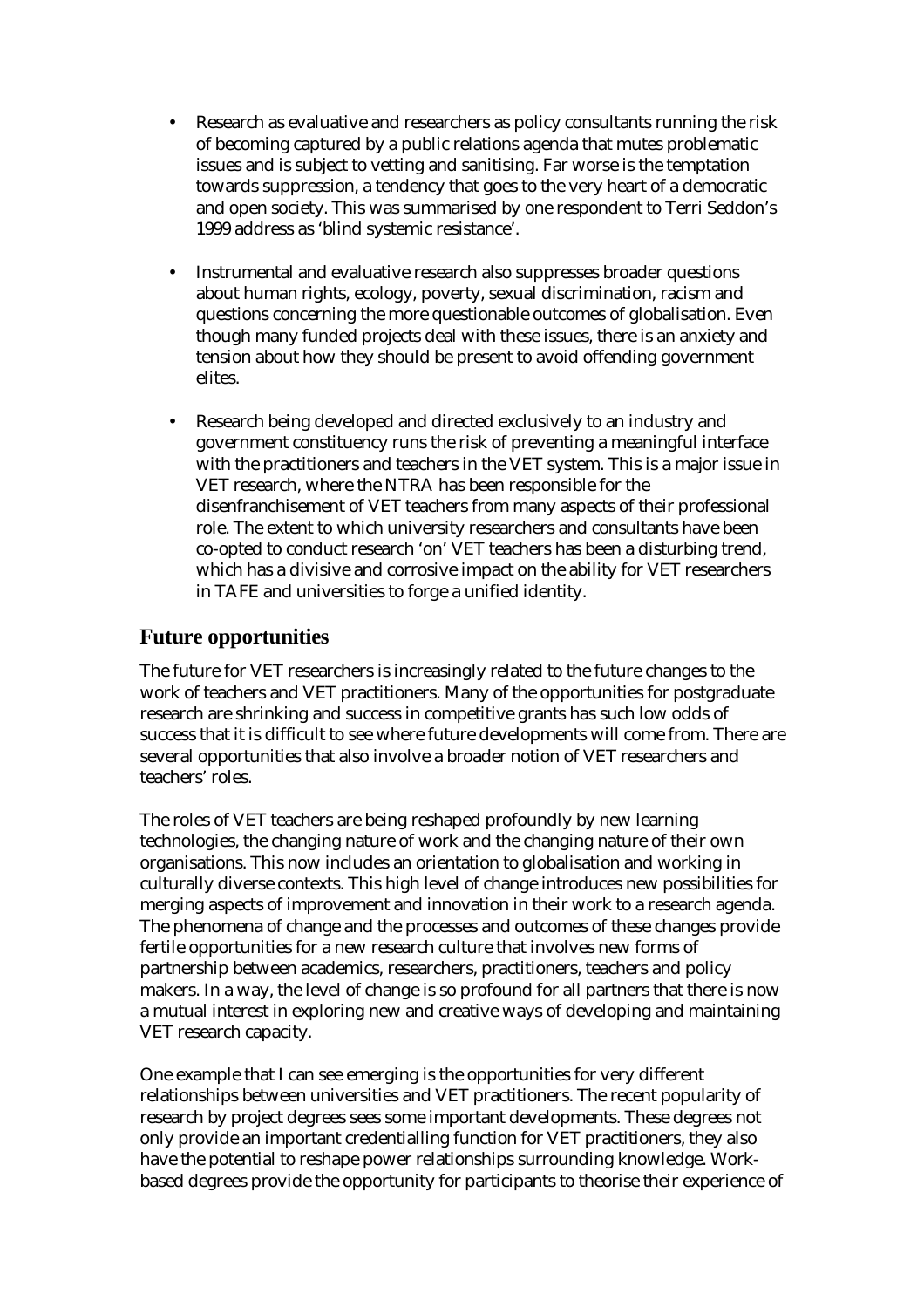- Research as evaluative and researchers as policy consultants running the risk of becoming captured by a public relations agenda that mutes problematic issues and is subject to vetting and sanitising. Far worse is the temptation towards suppression, a tendency that goes to the very heart of a democratic and open society. This was summarised by one respondent to Terri Seddon's 1999 address as 'blind systemic resistance'.

- Instrumental and evaluative research also suppresses broader questions about human rights, ecology, poverty, sexual discrimination, racism and questions concerning the more questionable outcomes of globalisation. Even though many funded projects deal with these issues, there is an anxiety and tension about how they should be present to avoid offending government elites.

- Research being developed and directed exclusively to an industry and government constituency runs the risk of preventing a meaningful interface with the practitioners and teachers in the VET system. This is a major issue in VET research, where the NTRA has been responsible for the disenfranchisement of VET teachers from many aspects of their professional role. The extent to which university researchers and consultants have been co-opted to conduct research 'on' VET teachers has been a disturbing trend, which has a divisive and corrosive impact on the ability for VET researchers in TAFE and universities to forge a unified identity.

## Future opportunities

The future for VET researchers is increasingly related to the future changes to the work of teachers and VET practitioners. Many of the opportunities for postgraduate research are shrinking and success in competitive grants has such low odds of success that it is difficult to see where future developments will come from. There are several opportunities that also involve a broader notion of VET researchers and teachers' roles.

The roles of VET teachers are being reshaped profoundly by new learning technologies, the changing nature of work and the changing nature of their own organisations. This now includes an orientation to globalisation and working in culturally diverse contexts. This high level of change introduces new possibilities for merging aspects of improvement and innovation in their work to a research agenda. The phenomena of change and the processes and outcomes of these changes provide fertile opportunities for a new research culture that involves new forms of partnership between academics, researchers, practitioners, teachers and policy makers. In a way, the level of change is so profound for all partners that there is now a mutual interest in exploring new and creative ways of developing and maintaining VET research capacity.

One example that I can see emerging is the opportunities for very different relationships between universities and VET practitioners. The recent popularity of research by project degrees sees some important developments. These degrees not only provide an important credentialling function for VET practitioners, they also have the potential to reshape power relationships surrounding knowledge. Work-based degrees provide the opportunity for participants to theorise their experience of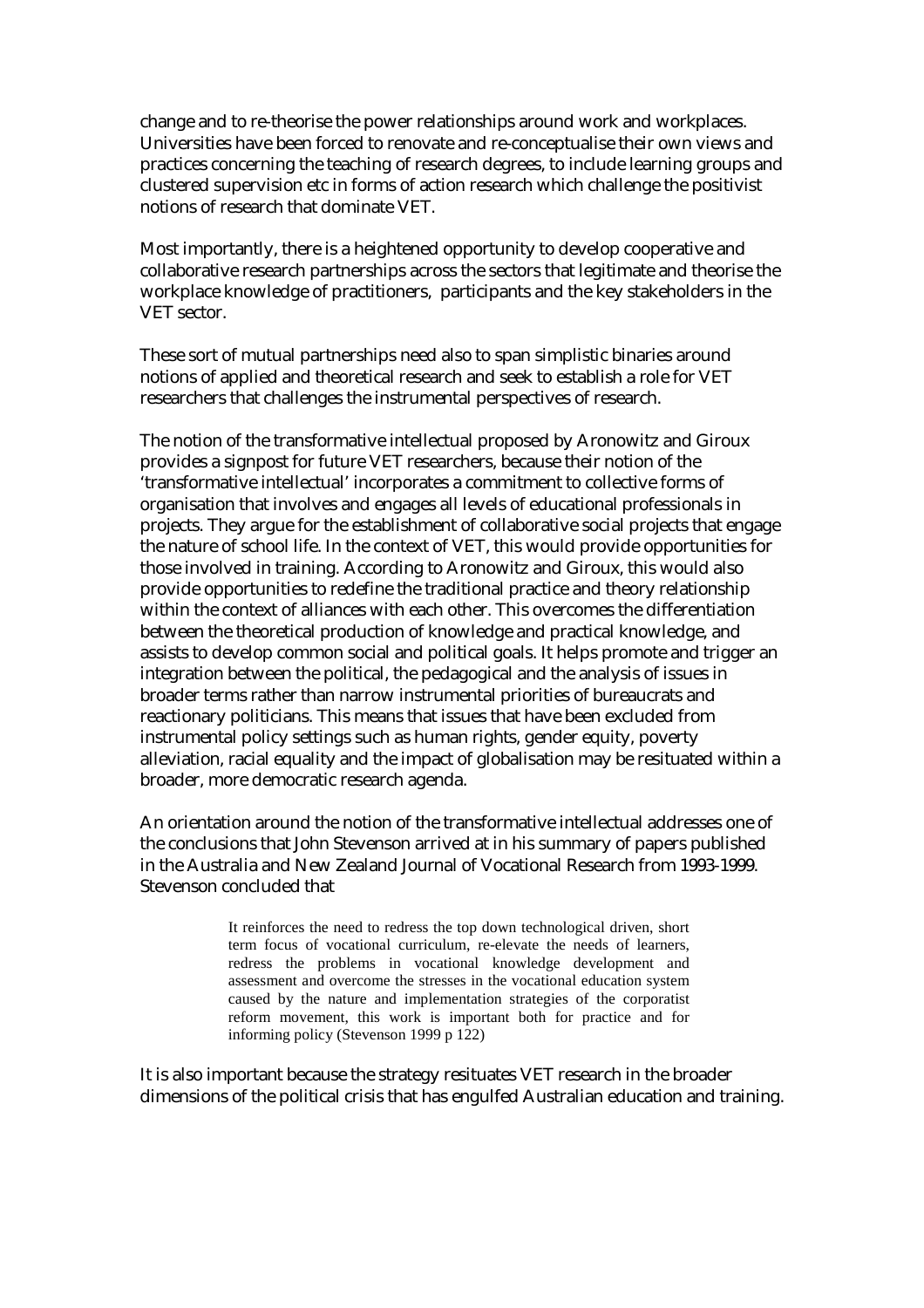change and to re-theorise the power relationships around work and workplaces. Universities have been forced to renovate and re-conceptualise their own views and practices concerning the teaching of research degrees, to include learning groups and clustered supervision etc in forms of action research which challenge the positivist notions of research that dominate VET.

Most importantly, there is a heightened opportunity to develop cooperative and collaborative research partnerships across the sectors that legitimate and theorise the workplace knowledge of practitioners, participants and the key stakeholders in the VET sector.

These sort of mutual partnerships need also to span simplistic binaries around notions of applied and theoretical research and seek to establish a role for VET researchers that challenges the instrumental perspectives of research.

The notion of the transformative intellectual proposed by Aronowitz and Giroux provides a signpost for future VET researchers, because their notion of the 'transformative intellectual' incorporates a commitment to collective forms of organisation that involves and engages all levels of educational professionals in projects. They argue for the establishment of collaborative social projects that engage the nature of school life. In the context of VET, this would provide opportunities for those involved in training. According to Aronowitz and Giroux, this would also provide opportunities to redefine the traditional practice and theory relationship within the context of alliances with each other. This overcomes the differentiation between the theoretical production of knowledge and practical knowledge, and assists to develop common social and political goals. It helps promote and trigger an integration between the political, the pedagogical and the analysis of issues in broader terms rather than narrow instrumental priorities of bureaucrats and reactionary politicians. This means that issues that have been excluded from instrumental policy settings such as human rights, gender equity, poverty alleviation, racial equality and the impact of globalisation may be resituated within a broader, more democratic research agenda.

An orientation around the notion of the transformative intellectual addresses one of the conclusions that John Stevenson arrived at in his summary of papers published in the Australia and New Zealand Journal of Vocational Research from 1993-1999. Stevenson concluded that

> It reinforces the need to redress the top down technological driven, short term focus of vocational curriculum, re-elevate the needs of learners, redress the problems in vocational knowledge development and assessment and overcome the stresses in the vocational education system caused by the nature and implementation strategies of the corporatist reform movement, this work is important both for practice and for informing policy (Stevenson 1999 p 122)

It is also important because the strategy resituates VET research in the broader dimensions of the political crisis that has engulfed Australian education and training.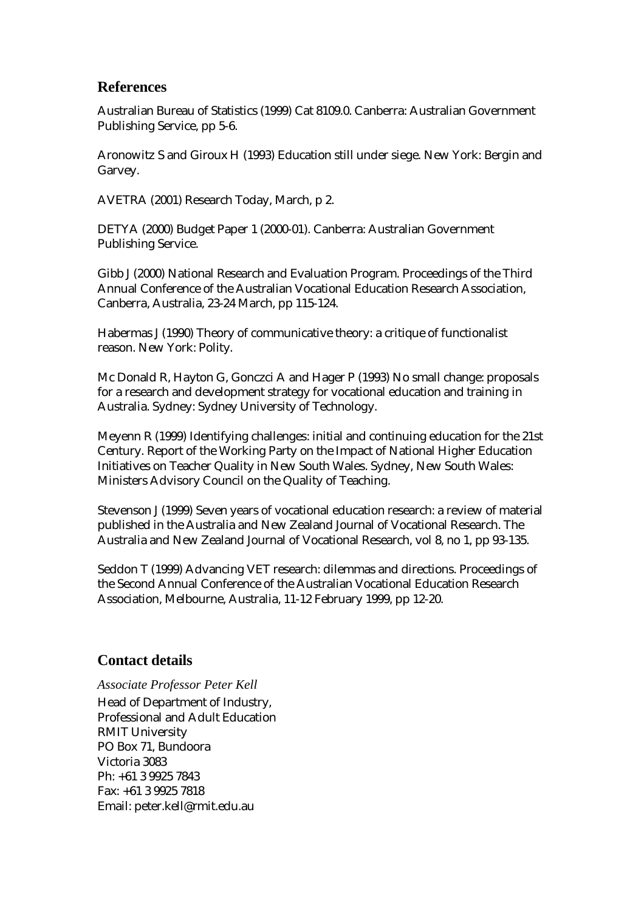## References

Australian Bureau of Statistics (1999) Cat 8109.0. Canberra: Australian Government Publishing Service, pp 5-6.

Aronowitz S and Giroux H (1993) Education still under siege. New York: Bergin and Garvey.

AVETRA (2001) Research Today, March, p 2.

DETYA (2000) Budget Paper 1 (2000-01). Canberra: Australian Government Publishing Service.

Gibb J (2000) National Research and Evaluation Program. Proceedings of the Third Annual Conference of the Australian Vocational Education Research Association, Canberra, Australia, 23-24 March, pp 115-124.

Habermas J (1990) Theory of communicative theory: a critique of functionalist reason. New York: Polity.

Mc Donald R, Hayton G, Gonczci A and Hager P (1993) No small change: proposals for a research and development strategy for vocational education and training in Australia. Sydney: Sydney University of Technology.

Meyenn R (1999) Identifying challenges: initial and continuing education for the 21st Century. Report of the Working Party on the Impact of National Higher Education Initiatives on Teacher Quality in New South Wales. Sydney, New South Wales: Ministers Advisory Council on the Quality of Teaching.

Stevenson J (1999) Seven years of vocational education research: a review of material published in the Australia and New Zealand Journal of Vocational Research. The Australia and New Zealand Journal of Vocational Research, vol 8, no 1, pp 93-135.

Seddon T (1999) Advancing VET research: dilemmas and directions. Proceedings of the Second Annual Conference of the Australian Vocational Education Research Association, Melbourne, Australia, 11-12 February 1999, pp 12-20.

## Contact details

*Associate Professor Peter Kell*
Head of Department of Industry, Professional and Adult Education
RMIT University
PO Box 71, Bundoora
Victoria 3083
Ph: +61 3 9925 7843
Fax: +61 3 9925 7818
Email: peter.kell@rmit.edu.au